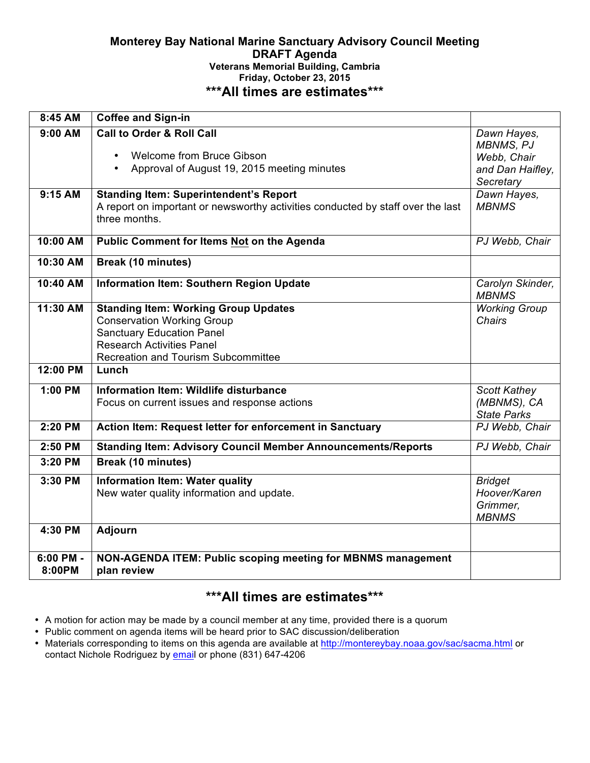# Monterey Bay National Marine Sanctuary Advisory Council Meeting
## DRAFT Agenda
### Veterans Memorial Building, Cambria
### Friday, October 23, 2015

**\*\*\*All times are estimates\*\*\***

| Time | Item | Presenter |
|---|---|---|
| **8:45 AM** | **Coffee and Sign-in** | |
| **9:00 AM** | **Call to Order & Roll Call**<br>• Welcome from Bruce Gibson<br>• Approval of August 19, 2015 meeting minutes | *Dawn Hayes, MBNMS, PJ Webb, Chair and Dan Haifley, Secretary* |
| **9:15 AM** | **Standing Item: Superintendent's Report**<br>A report on important or newsworthy activities conducted by staff over the last three months. | *Dawn Hayes, MBNMS* |
| **10:00 AM** | **Public Comment for Items <u>Not</u> on the Agenda** | *PJ Webb, Chair* |
| **10:30 AM** | **Break (10 minutes)** | |
| **10:40 AM** | **Information Item: Southern Region Update** | *Carolyn Skinder, MBNMS* |
| **11:30 AM** | **Standing Item: Working Group Updates**<br>Conservation Working Group<br>Sanctuary Education Panel<br>Research Activities Panel<br>Recreation and Tourism Subcommittee | *Working Group Chairs* |
| **12:00 PM** | **Lunch** | |
| **1:00 PM** | **Information Item: Wildlife disturbance**<br>Focus on current issues and response actions | *Scott Kathey (MBNMS), CA State Parks* |
| **2:20 PM** | **Action Item: Request letter for enforcement in Sanctuary** | *PJ Webb, Chair* |
| **2:50 PM** | **Standing Item: Advisory Council Member Announcements/Reports** | *PJ Webb, Chair* |
| **3:20 PM** | **Break (10 minutes)** | |
| **3:30 PM** | **Information Item: Water quality**<br>New water quality information and update. | *Bridget Hoover/Karen Grimmer, MBNMS* |
| **4:30 PM** | **Adjourn** | |
| **6:00 PM - 8:00PM** | **NON-AGENDA ITEM: Public scoping meeting for MBNMS management plan review** | |

**\*\*\*All times are estimates\*\*\***

- A motion for action may be made by a council member at any time, provided there is a quorum
- Public comment on agenda items will be heard prior to SAC discussion/deliberation
- Materials corresponding to items on this agenda are available at http://montereybay.noaa.gov/sac/sacma.html or contact Nichole Rodriguez by email or phone (831) 647-4206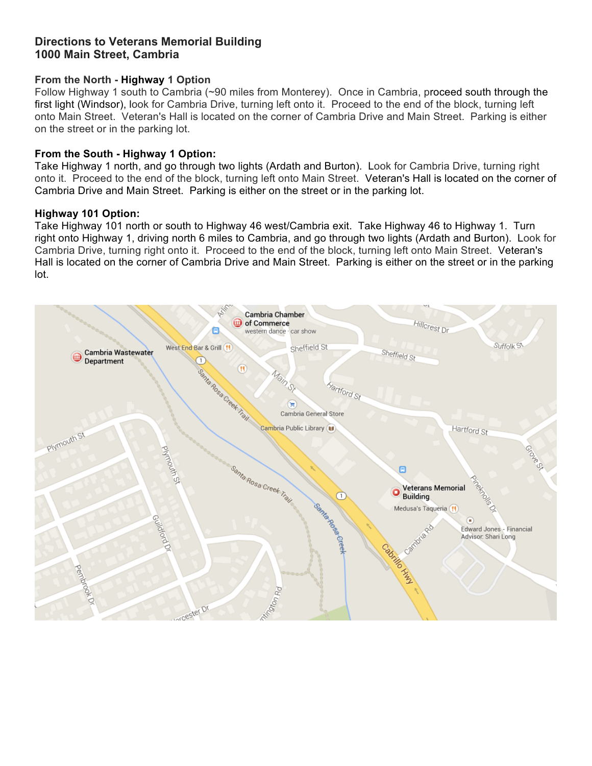**Directions to Veterans Memorial Building**
**1000 Main Street, Cambria**

**From the North - Highway 1 Option**
Follow Highway 1 south to Cambria (~90 miles from Monterey). Once in Cambria, proceed south through the first light (Windsor), look for Cambria Drive, turning left onto it. Proceed to the end of the block, turning left onto Main Street. Veteran's Hall is located on the corner of Cambria Drive and Main Street. Parking is either on the street or in the parking lot.

**From the South - Highway 1 Option:**
Take Highway 1 north, and go through two lights (Ardath and Burton). Look for Cambria Drive, turning right onto it. Proceed to the end of the block, turning left onto Main Street. Veteran's Hall is located on the corner of Cambria Drive and Main Street. Parking is either on the street or in the parking lot.

**Highway 101 Option:**
Take Highway 101 north or south to Highway 46 west/Cambria exit. Take Highway 46 to Highway 1. Turn right onto Highway 1, driving north 6 miles to Cambria, and go through two lights (Ardath and Burton). Look for Cambria Drive, turning right onto it. Proceed to the end of the block, turning left onto Main Street. Veteran's Hall is located on the corner of Cambria Drive and Main Street. Parking is either on the street or in the parking lot.

Cambria Chamber of Commerce
western dance · car show
Hillcrest Dr
Suffolk St
Sheffield St
West End Bar & Grill
Cambria Wastewater Department
Main St
Hartford St
Santa Rosa Creek Trail
Cambria General Store
Cambria Public Library
Plymouth St
Veterans Memorial Building
Medusa's Taqueria
Pineknolls Dr
Grove St
Edward Jones - Financial Advisor: Shari Long
Cambria Rd
Santa Rosa Creek
Cabrillo Hwy
Guildford Dr
Pembrook Dr
Worcester Dr
Huntington Rd
1